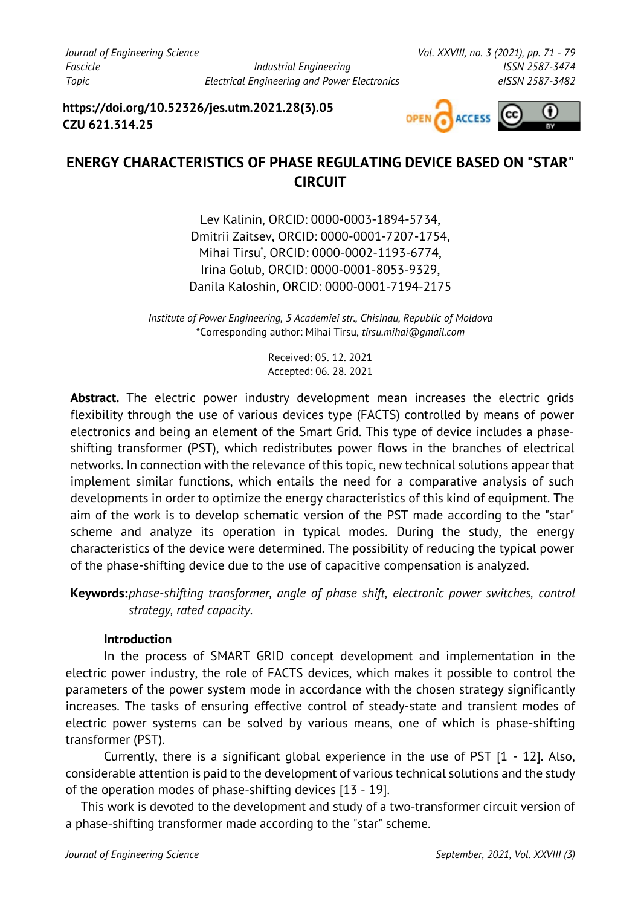https://doi.org/10.52326/jes.utm.2021.28(3).05
CZU 621.314.25

# ENERGY CHARACTERISTICS OF PHASE REGULATING DEVICE BASED ON "STAR" CIRCUIT

Lev Kalinin, ORCID: 0000-0003-1894-5734,
Dmitrii Zaitsev, ORCID: 0000-0001-7207-1754,
Mihai Tirsu*, ORCID: 0000-0002-1193-6774,
Irina Golub, ORCID: 0000-0001-8053-9329,
Danila Kaloshin, ORCID: 0000-0001-7194-2175

*Institute of Power Engineering, 5 Academiei str., Chisinau, Republic of Moldova*
*Corresponding author: Mihai Tirsu, *tirsu.mihai@gmail.com*

Received: 05. 12. 2021
Accepted: 06. 28. 2021

**Abstract.** The electric power industry development mean increases the electric grids flexibility through the use of various devices type (FACTS) controlled by means of power electronics and being an element of the Smart Grid. This type of device includes a phase-shifting transformer (PST), which redistributes power flows in the branches of electrical networks. In connection with the relevance of this topic, new technical solutions appear that implement similar functions, which entails the need for a comparative analysis of such developments in order to optimize the energy characteristics of this kind of equipment. The aim of the work is to develop schematic version of the PST made according to the "star" scheme and analyze its operation in typical modes. During the study, the energy characteristics of the device were determined. The possibility of reducing the typical power of the phase-shifting device due to the use of capacitive compensation is analyzed.

**Keywords:** *phase-shifting transformer, angle of phase shift, electronic power switches, control strategy, rated capacity.*

## Introduction

In the process of SMART GRID concept development and implementation in the electric power industry, the role of FACTS devices, which makes it possible to control the parameters of the power system mode in accordance with the chosen strategy significantly increases. The tasks of ensuring effective control of steady-state and transient modes of electric power systems can be solved by various means, one of which is phase-shifting transformer (PST).

Currently, there is a significant global experience in the use of PST [1 - 12]. Also, considerable attention is paid to the development of various technical solutions and the study of the operation modes of phase-shifting devices [13 - 19].

This work is devoted to the development and study of a two-transformer circuit version of a phase-shifting transformer made according to the "star" scheme.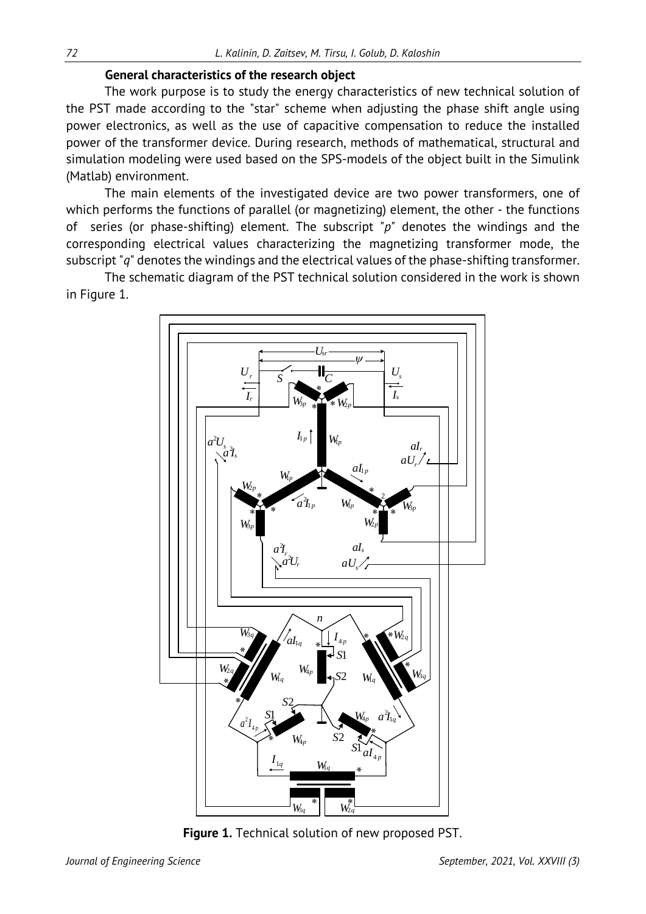### General characteristics of the research object

The work purpose is to study the energy characteristics of new technical solution of the PST made according to the "star" scheme when adjusting the phase shift angle using power electronics, as well as the use of capacitive compensation to reduce the installed power of the transformer device. During research, methods of mathematical, structural and simulation modeling were used based on the SPS-models of the object built in the Simulink (Matlab) environment.

The main elements of the investigated device are two power transformers, one of which performs the functions of parallel (or magnetizing) element, the other - the functions of series (or phase-shifting) element. The subscript "$p$" denotes the windings and the corresponding electrical values characterizing the magnetizing transformer mode, the subscript "$q$" denotes the windings and the electrical values of the phase-shifting transformer.

The schematic diagram of the PST technical solution considered in the work is shown in Figure 1.

**Figure 1.** Technical solution of new proposed PST.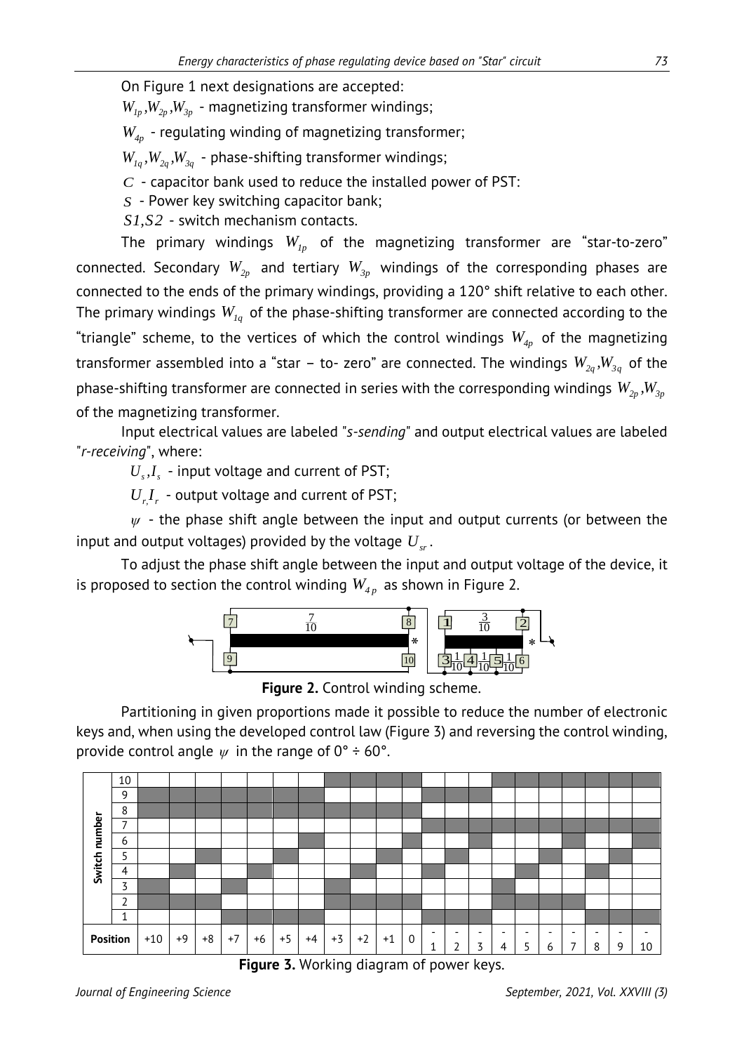On Figure 1 next designations are accepted:

$W_{1p}, W_{2p}, W_{3p}$ - magnetizing transformer windings;

$W_{4p}$ - regulating winding of magnetizing transformer;

$W_{1q}, W_{2q}, W_{3q}$ - phase-shifting transformer windings;

$C$ - capacitor bank used to reduce the installed power of PST:

$S$ - Power key switching capacitor bank;

$S1, S2$ - switch mechanism contacts.

The primary windings $W_{1p}$ of the magnetizing transformer are "star-to-zero" connected. Secondary $W_{2p}$ and tertiary $W_{3p}$ windings of the corresponding phases are connected to the ends of the primary windings, providing a 120° shift relative to each other. The primary windings $W_{1q}$ of the phase-shifting transformer are connected according to the "triangle" scheme, to the vertices of which the control windings $W_{4p}$ of the magnetizing transformer assembled into a "star – to- zero" are connected. The windings $W_{2q}, W_{3q}$ of the phase-shifting transformer are connected in series with the corresponding windings $W_{2p}, W_{3p}$ of the magnetizing transformer.

Input electrical values are labeled "*s-sending*" and output electrical values are labeled "*r-receiving*", where:

$U_s, I_s$ - input voltage and current of PST;

$U_r, I_r$ - output voltage and current of PST;

$\psi$ - the phase shift angle between the input and output currents (or between the input and output voltages) provided by the voltage $U_{sr}$.

To adjust the phase shift angle between the input and output voltage of the device, it is proposed to section the control winding $W_{4p}$ as shown in Figure 2.

**Figure 2.** Control winding scheme.

Partitioning in given proportions made it possible to reduce the number of electronic keys and, when using the developed control law (Figure 3) and reversing the control winding, provide control angle $\psi$ in the range of 0° ÷ 60°.

**Figure 3.** Working diagram of power keys.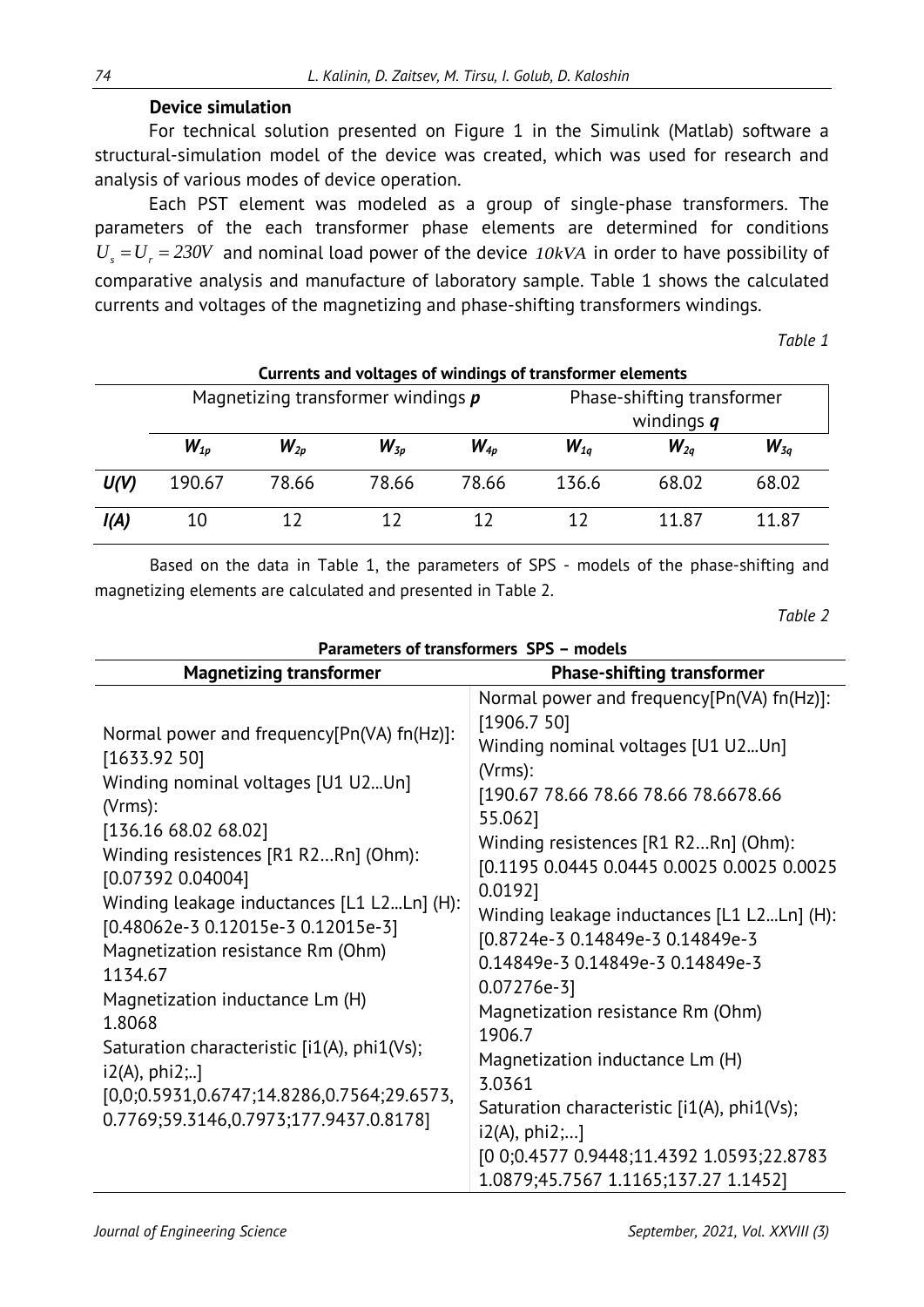### Device simulation

For technical solution presented on Figure 1 in the Simulink (Matlab) software a structural-simulation model of the device was created, which was used for research and analysis of various modes of device operation.

Each PST element was modeled as a group of single-phase transformers. The parameters of the each transformer phase elements are determined for conditions $U_s = U_r = 230V$ and nominal load power of the device $10kVA$ in order to have possibility of comparative analysis and manufacture of laboratory sample. Table 1 shows the calculated currents and voltages of the magnetizing and phase-shifting transformers windings.

*Table 1*

**Currents and voltages of windings of transformer elements**

| | Magnetizing transformer windings ***p*** | | | | Phase-shifting transformer windings ***q*** | | |
|---|---|---|---|---|---|---|---|
| | $W_{1p}$ | $W_{2p}$ | $W_{3p}$ | $W_{4p}$ | $W_{1q}$ | $W_{2q}$ | $W_{3q}$ |
| ***U(V)*** | 190.67 | 78.66 | 78.66 | 78.66 | 136.6 | 68.02 | 68.02 |
| ***I(A)*** | 10 | 12 | 12 | 12 | 12 | 11.87 | 11.87 |

Based on the data in Table 1, the parameters of SPS - models of the phase-shifting and magnetizing elements are calculated and presented in Table 2.

*Table 2*

**Parameters of transformers SPS – models**

| Magnetizing transformer | Phase-shifting transformer |
|---|---|
| Normal power and frequency[Pn(VA) fn(Hz)]: [1633.92 50] Winding nominal voltages [U1 U2...Un] (Vrms): [136.16 68.02 68.02] Winding resistences [R1 R2...Rn] (Ohm): [0.07392 0.04004] Winding leakage inductances [L1 L2...Ln] (H): [0.48062e-3 0.12015e-3 0.12015e-3] Magnetization resistance Rm (Ohm) 1134.67 Magnetization inductance Lm (H) 1.8068 Saturation characteristic [i1(A), phi1(Vs); i2(A), phi2;..] [0,0;0.5931,0.6747;14.8286,0.7564;29.6573, 0.7769;59.3146,0.7973;177.9437.0.8178] | Normal power and frequency[Pn(VA) fn(Hz)]: [1906.7 50] Winding nominal voltages [U1 U2...Un] (Vrms): [190.67 78.66 78.66 78.66 78.6678.66 55.062] Winding resistences [R1 R2...Rn] (Ohm): [0.1195 0.0445 0.0445 0.0025 0.0025 0.0025 0.0192] Winding leakage inductances [L1 L2...Ln] (H): [0.8724e-3 0.14849e-3 0.14849e-3 0.14849e-3 0.14849e-3 0.14849e-3 0.07276e-3] Magnetization resistance Rm (Ohm) 1906.7 Magnetization inductance Lm (H) 3.0361 Saturation characteristic [i1(A), phi1(Vs); i2(A), phi2;...] [0 0;0.4577 0.9448;11.4392 1.0593;22.8783 1.0879;45.7567 1.1165;137.27 1.1452] |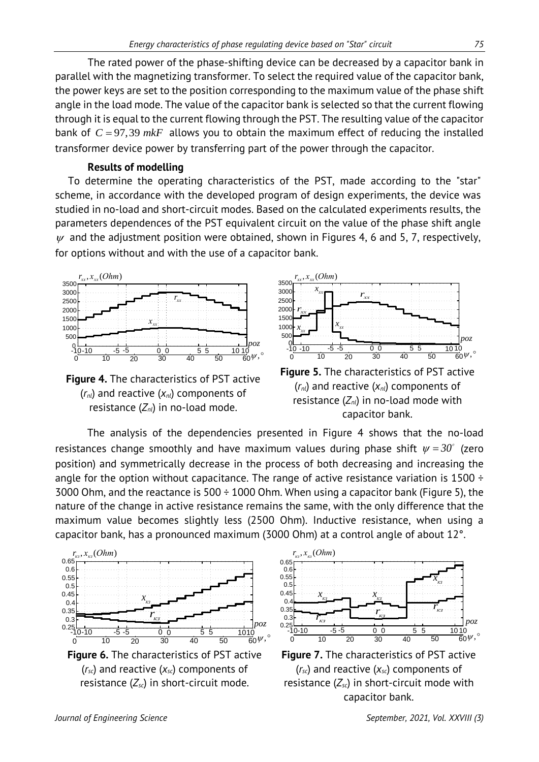The rated power of the phase-shifting device can be decreased by a capacitor bank in parallel with the magnetizing transformer. To select the required value of the capacitor bank, the power keys are set to the position corresponding to the maximum value of the phase shift angle in the load mode. The value of the capacitor bank is selected so that the current flowing through it is equal to the current flowing through the PST. The resulting value of the capacitor bank of $C = 97,39\ mkF$ allows you to obtain the maximum effect of reducing the installed transformer device power by transferring part of the power through the capacitor.

**Results of modelling**

To determine the operating characteristics of the PST, made according to the "star" scheme, in accordance with the developed program of design experiments, the device was studied in no-load and short-circuit modes. Based on the calculated experiments results, the parameters dependences of the PST equivalent circuit on the value of the phase shift angle $\psi$ and the adjustment position were obtained, shown in Figures 4, 6 and 5, 7, respectively, for options without and with the use of a capacitor bank.

**Figure 4.** The characteristics of PST active ($r_{nl}$) and reactive ($x_{nl}$) components of resistance ($Z_{nl}$) in no-load mode.

**Figure 5.** The characteristics of PST active ($r_{nl}$) and reactive ($x_{nl}$) components of resistance ($Z_{nl}$) in no-load mode with capacitor bank.

The analysis of the dependencies presented in Figure 4 shows that the no-load resistances change smoothly and have maximum values during phase shift $\psi = 30^{\circ}$ (zero position) and symmetrically decrease in the process of both decreasing and increasing the angle for the option without capacitance. The range of active resistance variation is 1500 ÷ 3000 Ohm, and the reactance is 500 ÷ 1000 Ohm. When using a capacitor bank (Figure 5), the nature of the change in active resistance remains the same, with the only difference that the maximum value becomes slightly less (2500 Ohm). Inductive resistance, when using a capacitor bank, has a pronounced maximum (3000 Ohm) at a control angle of about 12°.

**Figure 6.** The characteristics of PST active ($r_{sc}$) and reactive ($x_{sc}$) components of resistance ($Z_{sc}$) in short-circuit mode.

**Figure 7.** The characteristics of PST active ($r_{sc}$) and reactive ($x_{sc}$) components of resistance ($Z_{sc}$) in short-circuit mode with capacitor bank.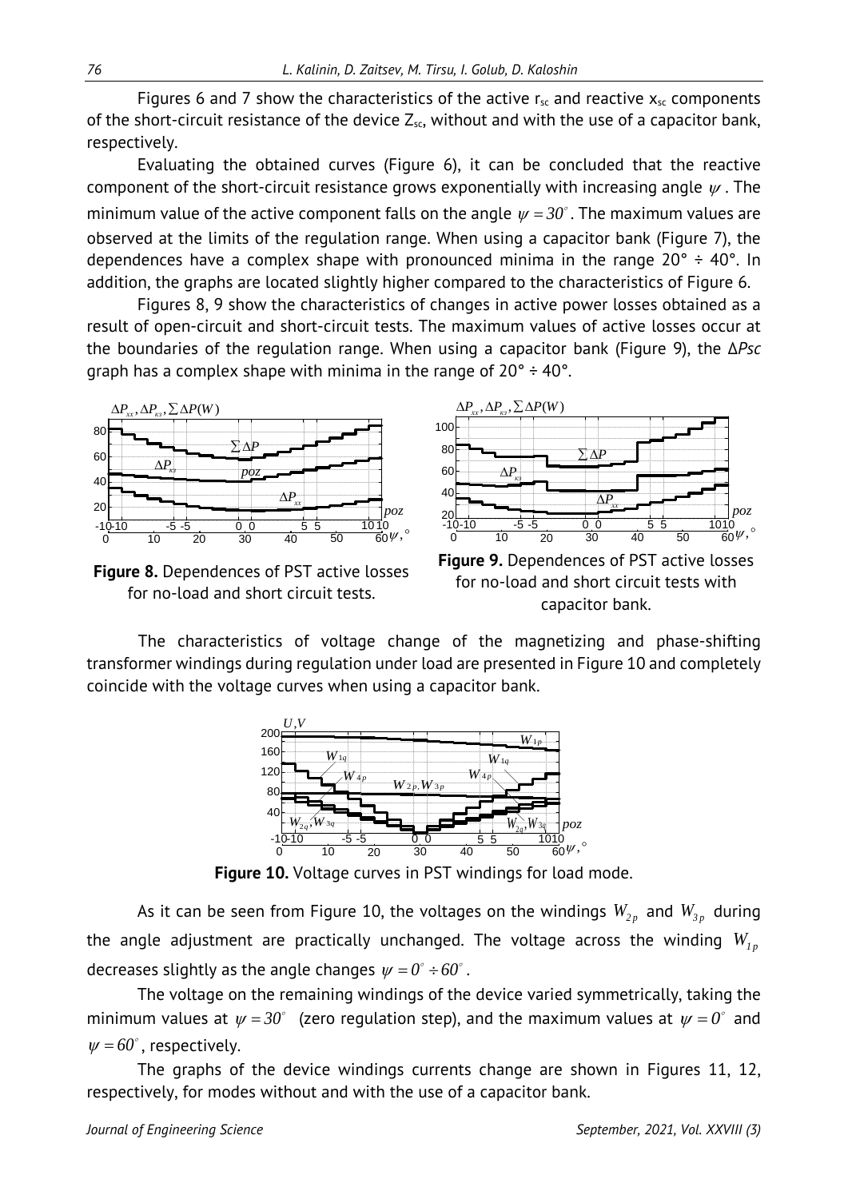Figures 6 and 7 show the characteristics of the active $r_{sc}$ and reactive $x_{sc}$ components of the short-circuit resistance of the device $Z_{sc}$, without and with the use of a capacitor bank, respectively.

Evaluating the obtained curves (Figure 6), it can be concluded that the reactive component of the short-circuit resistance grows exponentially with increasing angle $\psi$. The minimum value of the active component falls on the angle $\psi = 30^{\circ}$. The maximum values are observed at the limits of the regulation range. When using a capacitor bank (Figure 7), the dependences have a complex shape with pronounced minima in the range 20° ÷ 40°. In addition, the graphs are located slightly higher compared to the characteristics of Figure 6.

Figures 8, 9 show the characteristics of changes in active power losses obtained as a result of open-circuit and short-circuit tests. The maximum values of active losses occur at the boundaries of the regulation range. When using a capacitor bank (Figure 9), the Δ*Psc* graph has a complex shape with minima in the range of 20° ÷ 40°.

**Figure 8.** Dependences of PST active losses for no-load and short circuit tests.

**Figure 9.** Dependences of PST active losses for no-load and short circuit tests with capacitor bank.

The characteristics of voltage change of the magnetizing and phase-shifting transformer windings during regulation under load are presented in Figure 10 and completely coincide with the voltage curves when using a capacitor bank.

**Figure 10.** Voltage curves in PST windings for load mode.

As it can be seen from Figure 10, the voltages on the windings $W_{2p}$ and $W_{3p}$ during the angle adjustment are practically unchanged. The voltage across the winding $W_{1p}$ decreases slightly as the angle changes $\psi = 0^{\circ} \div 60^{\circ}$.

The voltage on the remaining windings of the device varied symmetrically, taking the minimum values at $\psi = 30^{\circ}$ (zero regulation step), and the maximum values at $\psi = 0^{\circ}$ and $\psi = 60^{\circ}$, respectively.

The graphs of the device windings currents change are shown in Figures 11, 12, respectively, for modes without and with the use of a capacitor bank.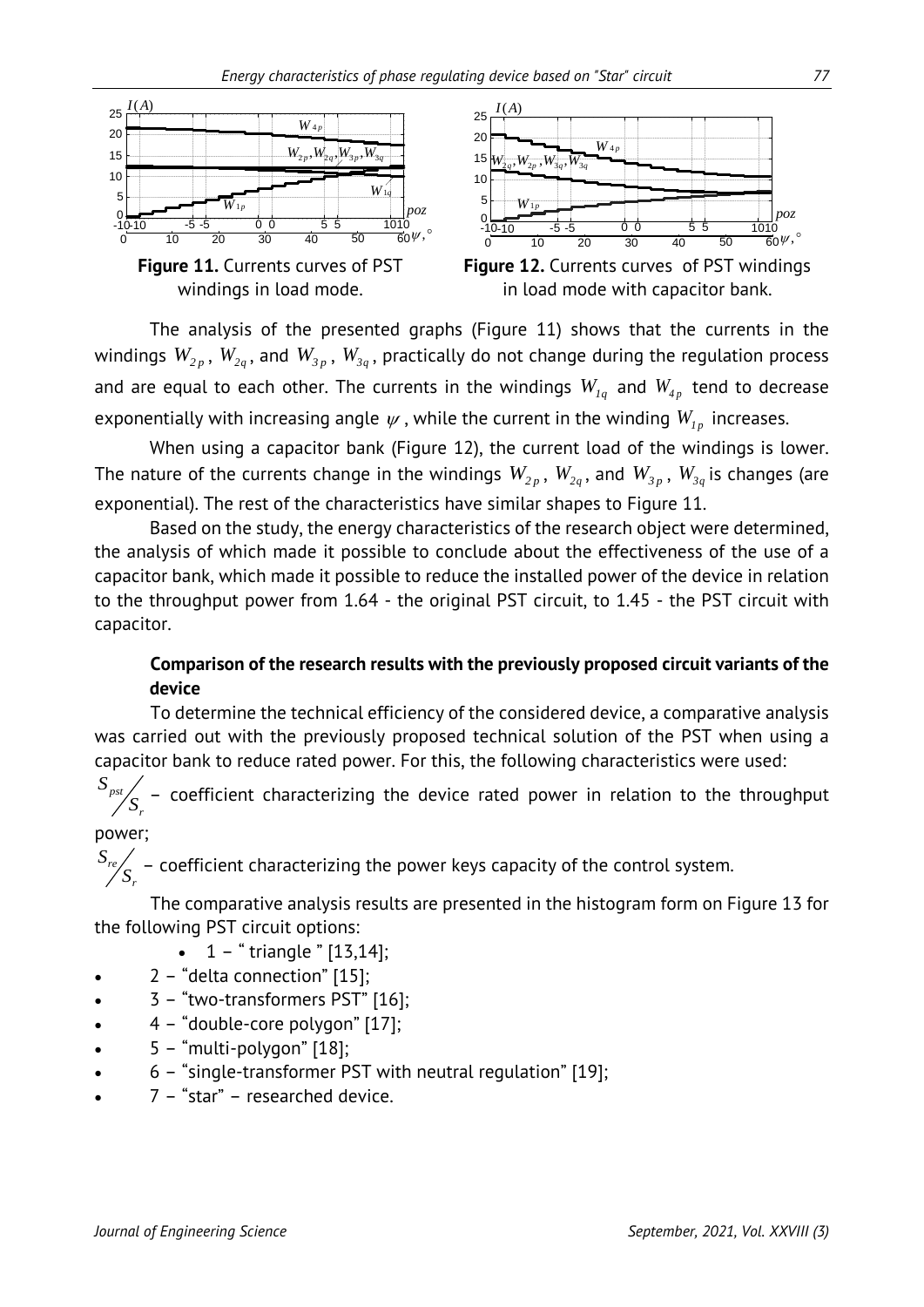**Figure 11.** Currents curves of PST windings in load mode.

**Figure 12.** Currents curves of PST windings in load mode with capacitor bank.

The analysis of the presented graphs (Figure 11) shows that the currents in the windings $W_{2p}$, $W_{2q}$, and $W_{3p}$, $W_{3q}$, practically do not change during the regulation process and are equal to each other. The currents in the windings $W_{1q}$ and $W_{4p}$ tend to decrease exponentially with increasing angle $\psi$, while the current in the winding $W_{1p}$ increases.

When using a capacitor bank (Figure 12), the current load of the windings is lower. The nature of the currents change in the windings $W_{2p}$, $W_{2q}$, and $W_{3p}$, $W_{3q}$ is changes (are exponential). The rest of the characteristics have similar shapes to Figure 11.

Based on the study, the energy characteristics of the research object were determined, the analysis of which made it possible to conclude about the effectiveness of the use of a capacitor bank, which made it possible to reduce the installed power of the device in relation to the throughput power from 1.64 - the original PST circuit, to 1.45 - the PST circuit with capacitor.

### Comparison of the research results with the previously proposed circuit variants of the device

To determine the technical efficiency of the considered device, a comparative analysis was carried out with the previously proposed technical solution of the PST when using a capacitor bank to reduce rated power. For this, the following characteristics were used:

$S_{pst}/S_r$ – coefficient characterizing the device rated power in relation to the throughput power;

$S_{re}/S_r$ – coefficient characterizing the power keys capacity of the control system.

The comparative analysis results are presented in the histogram form on Figure 13 for the following PST circuit options:

- 1 – " triangle " [13,14];
- 2 – "delta connection" [15];
- 3 – "two-transformers PST" [16];
- 4 – "double-core polygon" [17];
- 5 – "multi-polygon" [18];
- 6 – "single-transformer PST with neutral regulation" [19];
- 7 – "star" – researched device.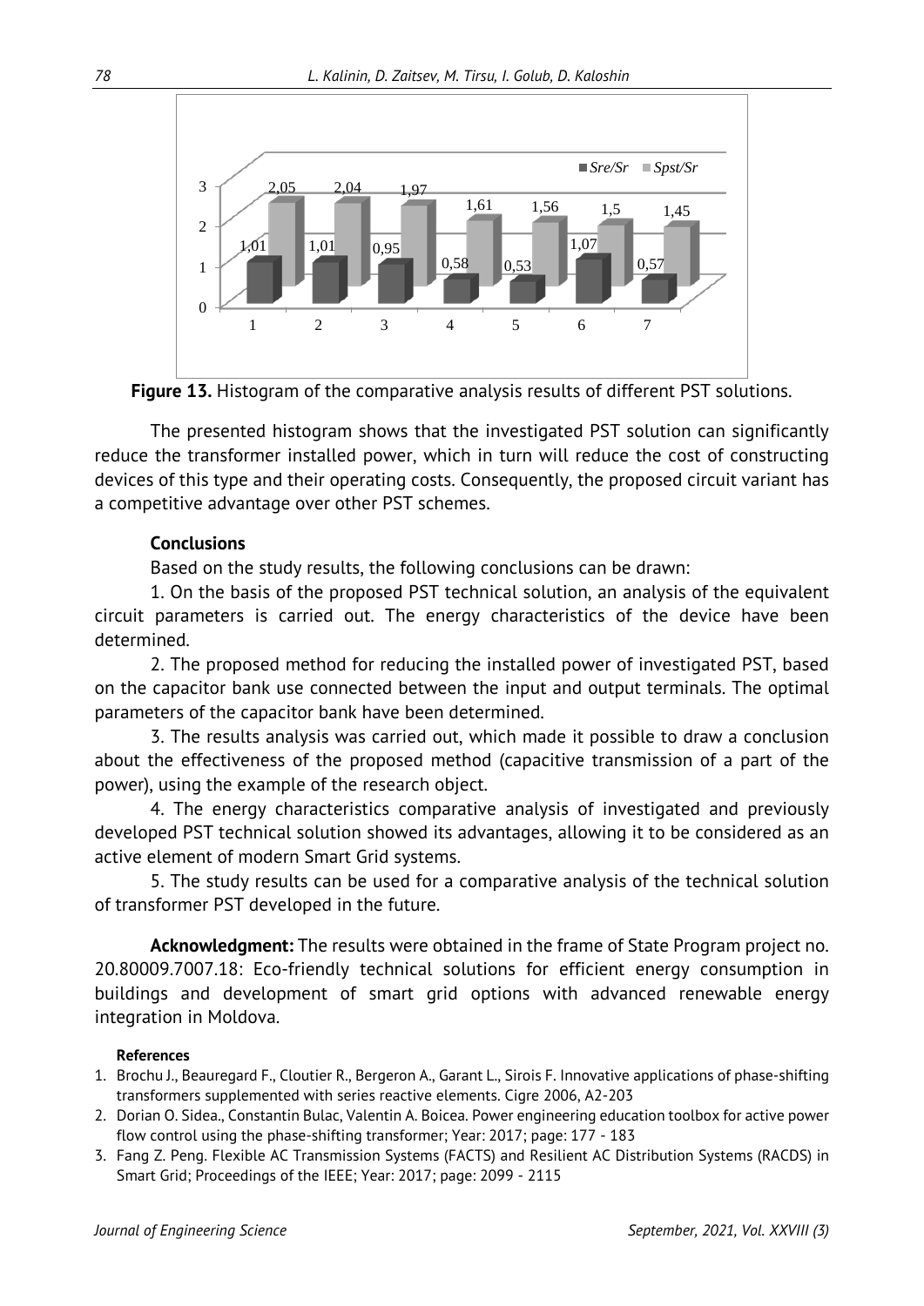**Figure 13.** Histogram of the comparative analysis results of different PST solutions.

The presented histogram shows that the investigated PST solution can significantly reduce the transformer installed power, which in turn will reduce the cost of constructing devices of this type and their operating costs. Consequently, the proposed circuit variant has a competitive advantage over other PST schemes.

## Conclusions

Based on the study results, the following conclusions can be drawn:

1. On the basis of the proposed PST technical solution, an analysis of the equivalent circuit parameters is carried out. The energy characteristics of the device have been determined.

2. The proposed method for reducing the installed power of investigated PST, based on the capacitor bank use connected between the input and output terminals. The optimal parameters of the capacitor bank have been determined.

3. The results analysis was carried out, which made it possible to draw a conclusion about the effectiveness of the proposed method (capacitive transmission of a part of the power), using the example of the research object.

4. The energy characteristics comparative analysis of investigated and previously developed PST technical solution showed its advantages, allowing it to be considered as an active element of modern Smart Grid systems.

5. The study results can be used for a comparative analysis of the technical solution of transformer PST developed in the future.

**Acknowledgment:** The results were obtained in the frame of State Program project no. 20.80009.7007.18: Eco-friendly technical solutions for efficient energy consumption in buildings and development of smart grid options with advanced renewable energy integration in Moldova.

### References

1. Brochu J., Beauregard F., Cloutier R., Bergeron A., Garant L., Sirois F. Innovative applications of phase-shifting transformers supplemented with series reactive elements. Cigre 2006, A2-203
2. Dorian O. Sidea., Constantin Bulac, Valentin A. Boicea. Power engineering education toolbox for active power flow control using the phase-shifting transformer; Year: 2017; page: 177 - 183
3. Fang Z. Peng. Flexible AC Transmission Systems (FACTS) and Resilient AC Distribution Systems (RACDS) in Smart Grid; Proceedings of the IEEE; Year: 2017; page: 2099 - 2115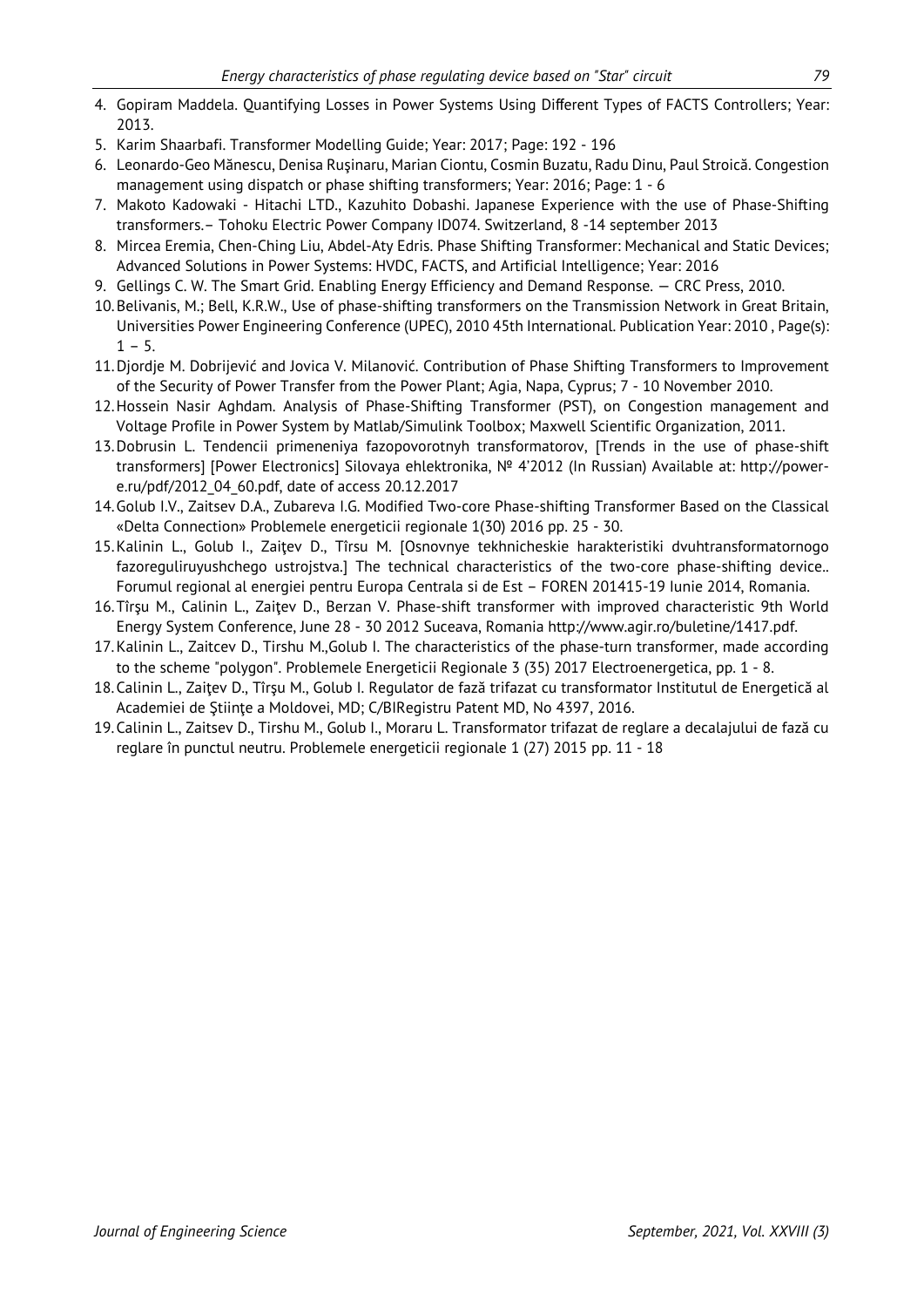4. Gopiram Maddela. Quantifying Losses in Power Systems Using Different Types of FACTS Controllers; Year: 2013.
5. Karim Shaarbafi. Transformer Modelling Guide; Year: 2017; Page: 192 - 196
6. Leonardo-Geo Mănescu, Denisa Ruşinaru, Marian Ciontu, Cosmin Buzatu, Radu Dinu, Paul Stroică. Congestion management using dispatch or phase shifting transformers; Year: 2016; Page: 1 - 6
7. Makoto Kadowaki - Hitachi LTD., Kazuhito Dobashi. Japanese Experience with the use of Phase-Shifting transformers.– Tohoku Electric Power Company ID074. Switzerland, 8 -14 september 2013
8. Mircea Eremia, Chen-Ching Liu, Abdel-Aty Edris. Phase Shifting Transformer: Mechanical and Static Devices; Advanced Solutions in Power Systems: HVDC, FACTS, and Artificial Intelligence; Year: 2016
9. Gellings C. W. The Smart Grid. Enabling Energy Efficiency and Demand Response. — CRC Press, 2010.
10. Belivanis, M.; Bell, K.R.W., Use of phase-shifting transformers on the Transmission Network in Great Britain, Universities Power Engineering Conference (UPEC), 2010 45th International. Publication Year: 2010 , Page(s): 1 – 5.
11. Djordje M. Dobrijević and Jovica V. Milanović. Contribution of Phase Shifting Transformers to Improvement of the Security of Power Transfer from the Power Plant; Agia, Napa, Cyprus; 7 - 10 November 2010.
12. Hossein Nasir Aghdam. Analysis of Phase-Shifting Transformer (PST), on Congestion management and Voltage Profile in Power System by Matlab/Simulink Toolbox; Maxwell Scientific Organization, 2011.
13. Dobrusin L. Tendencii primeneniya fazopovorotnyh transformatorov, [Trends in the use of phase-shift transformers] [Power Electronics] Silovaya ehlektronika, № 4'2012 (In Russian) Available at: http://power-e.ru/pdf/2012_04_60.pdf, date of access 20.12.2017
14. Golub I.V., Zaitsev D.A., Zubareva I.G. Modified Two-core Phase-shifting Transformer Based on the Classical «Delta Connection» Problemele energeticii regionale 1(30) 2016 pp. 25 - 30.
15. Kalinin L., Golub I., Zaiţev D., Tîrsu M. [Osnovnye tekhnicheskie harakteristiki dvuhtransformatornogo fazoreguliruyushchego ustrojstva.] The technical characteristics of the two-core phase-shifting device.. Forumul regional al energiei pentru Europa Centrala si de Est – FOREN 201415-19 Iunie 2014, Romania.
16. Tîrşu M., Calinin L., Zaiţev D., Berzan V. Phase-shift transformer with improved characteristic 9th World Energy System Conference, June 28 - 30 2012 Suceava, Romania http://www.agir.ro/buletine/1417.pdf.
17. Kalinin L., Zaitcev D., Tirshu M.,Golub I. The characteristics of the phase-turn transformer, made according to the scheme "polygon". Problemele Energeticii Regionale 3 (35) 2017 Electroenergetica, pp. 1 - 8.
18. Calinin L., Zaiţev D., Tîrşu M., Golub I. Regulator de fază trifazat cu transformator Institutul de Energetică al Academiei de Ştiinţe a Moldovei, MD; C/BIRegistru Patent MD, No 4397, 2016.
19. Calinin L., Zaitsev D., Tirshu M., Golub I., Moraru L. Transformator trifazat de reglare a decalajului de fază cu reglare în punctul neutru. Problemele energeticii regionale 1 (27) 2015 pp. 11 - 18